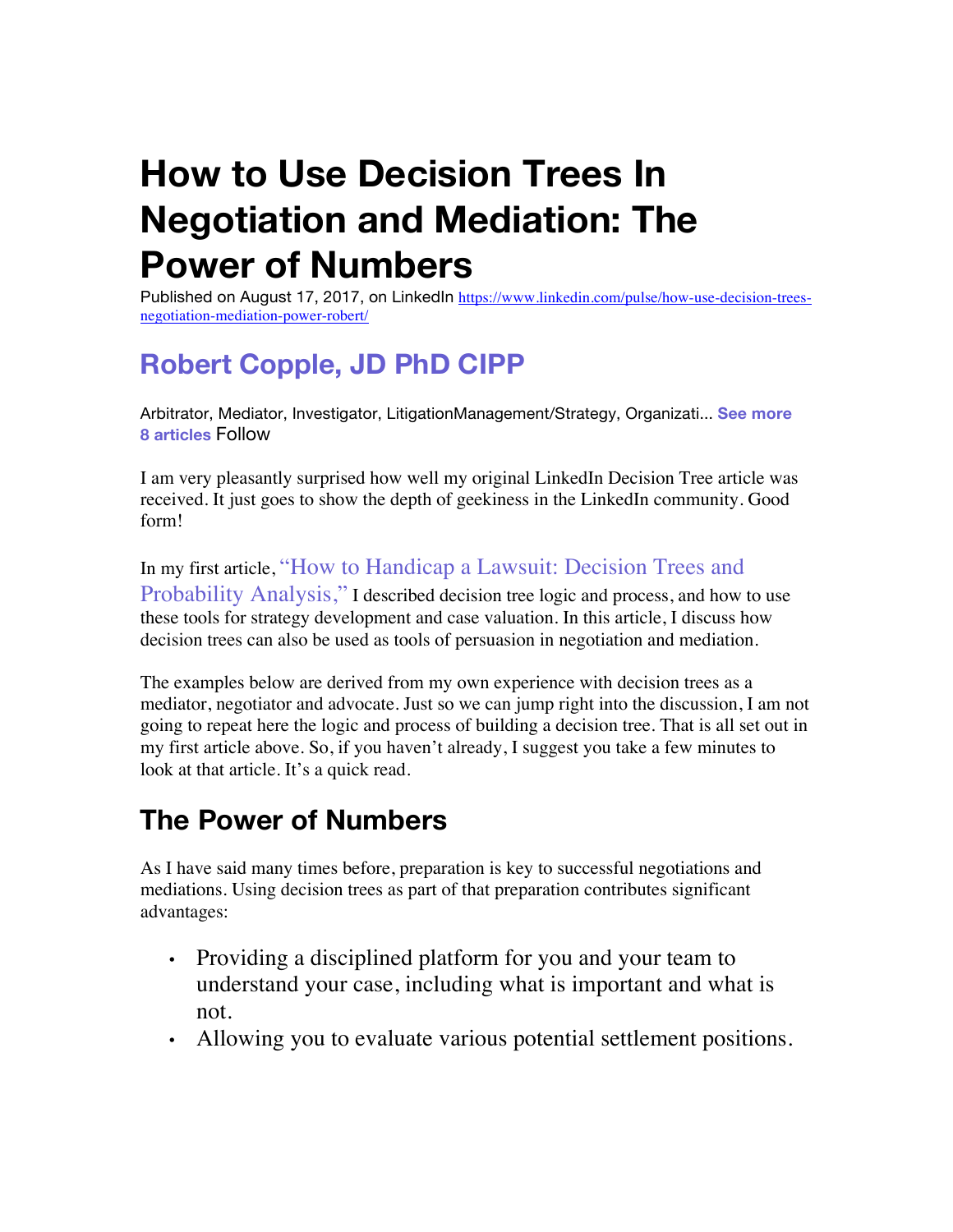# How to Use Decision Trees In Negotiation and Mediation: The Power of Numbers

Published on August 17, 2017, on LinkedIn https://www.linkedin.com/pulse/how-use-decision-trees-negotiation-mediation-power-robert/

## Robert Copple, JD PhD CIPP

Arbitrator, Mediator, Investigator, LitigationManagement/Strategy, Organizati... **See more**
**8 articles** Follow

I am very pleasantly surprised how well my original LinkedIn Decision Tree article was received. It just goes to show the depth of geekiness in the LinkedIn community. Good form!

In my first article, "How to Handicap a Lawsuit: Decision Trees and Probability Analysis," I described decision tree logic and process, and how to use these tools for strategy development and case valuation. In this article, I discuss how decision trees can also be used as tools of persuasion in negotiation and mediation.

The examples below are derived from my own experience with decision trees as a mediator, negotiator and advocate. Just so we can jump right into the discussion, I am not going to repeat here the logic and process of building a decision tree. That is all set out in my first article above. So, if you haven't already, I suggest you take a few minutes to look at that article. It's a quick read.

## The Power of Numbers

As I have said many times before, preparation is key to successful negotiations and mediations. Using decision trees as part of that preparation contributes significant advantages:

- Providing a disciplined platform for you and your team to understand your case, including what is important and what is not.
- Allowing you to evaluate various potential settlement positions.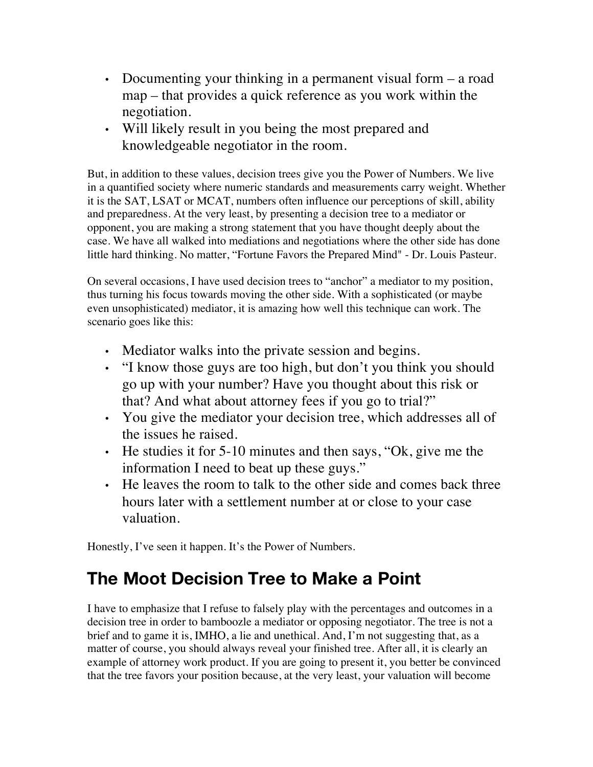- Documenting your thinking in a permanent visual form – a road map – that provides a quick reference as you work within the negotiation.
- Will likely result in you being the most prepared and knowledgeable negotiator in the room.

But, in addition to these values, decision trees give you the Power of Numbers. We live in a quantified society where numeric standards and measurements carry weight. Whether it is the SAT, LSAT or MCAT, numbers often influence our perceptions of skill, ability and preparedness. At the very least, by presenting a decision tree to a mediator or opponent, you are making a strong statement that you have thought deeply about the case. We have all walked into mediations and negotiations where the other side has done little hard thinking. No matter, "Fortune Favors the Prepared Mind" - Dr. Louis Pasteur.

On several occasions, I have used decision trees to "anchor" a mediator to my position, thus turning his focus towards moving the other side. With a sophisticated (or maybe even unsophisticated) mediator, it is amazing how well this technique can work. The scenario goes like this:

- Mediator walks into the private session and begins.
- "I know those guys are too high, but don't you think you should go up with your number? Have you thought about this risk or that? And what about attorney fees if you go to trial?"
- You give the mediator your decision tree, which addresses all of the issues he raised.
- He studies it for 5-10 minutes and then says, "Ok, give me the information I need to beat up these guys."
- He leaves the room to talk to the other side and comes back three hours later with a settlement number at or close to your case valuation.

Honestly, I've seen it happen. It's the Power of Numbers.

## The Moot Decision Tree to Make a Point

I have to emphasize that I refuse to falsely play with the percentages and outcomes in a decision tree in order to bamboozle a mediator or opposing negotiator. The tree is not a brief and to game it is, IMHO, a lie and unethical. And, I'm not suggesting that, as a matter of course, you should always reveal your finished tree. After all, it is clearly an example of attorney work product. If you are going to present it, you better be convinced that the tree favors your position because, at the very least, your valuation will become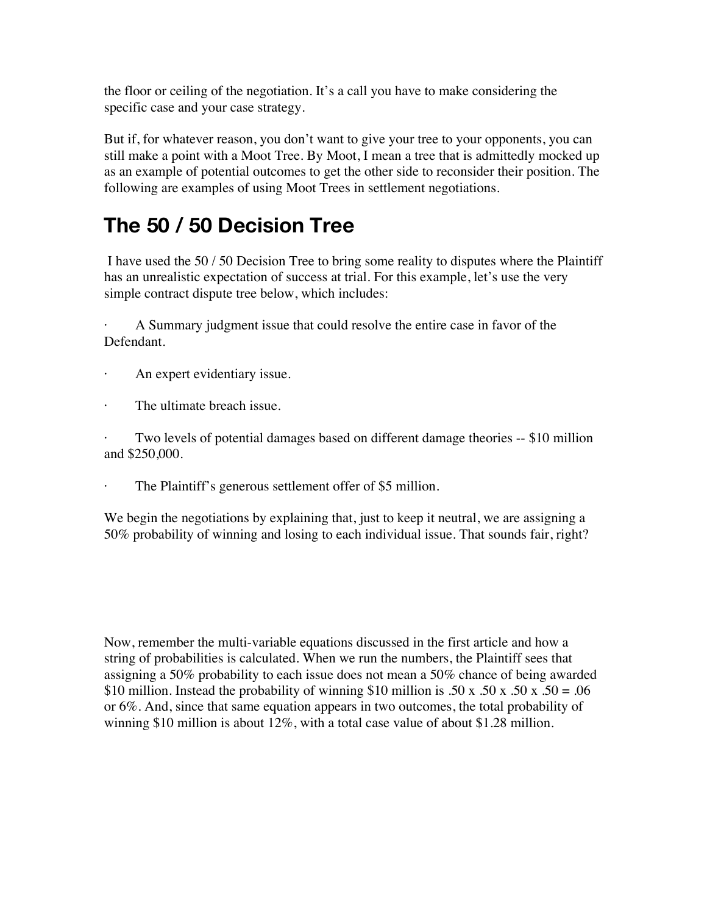the floor or ceiling of the negotiation. It's a call you have to make considering the specific case and your case strategy.

But if, for whatever reason, you don't want to give your tree to your opponents, you can still make a point with a Moot Tree. By Moot, I mean a tree that is admittedly mocked up as an example of potential outcomes to get the other side to reconsider their position. The following are examples of using Moot Trees in settlement negotiations.

# The 50 / 50 Decision Tree

I have used the 50 / 50 Decision Tree to bring some reality to disputes where the Plaintiff has an unrealistic expectation of success at trial. For this example, let's use the very simple contract dispute tree below, which includes:

- A Summary judgment issue that could resolve the entire case in favor of the Defendant.
- An expert evidentiary issue.
- The ultimate breach issue.
- Two levels of potential damages based on different damage theories -- \$10 million and \$250,000.
- The Plaintiff's generous settlement offer of \$5 million.

We begin the negotiations by explaining that, just to keep it neutral, we are assigning a 50% probability of winning and losing to each individual issue. That sounds fair, right?

Now, remember the multi-variable equations discussed in the first article and how a string of probabilities is calculated. When we run the numbers, the Plaintiff sees that assigning a 50% probability to each issue does not mean a 50% chance of being awarded \$10 million. Instead the probability of winning \$10 million is $.50 \times .50 \times .50 \times .50 = .06$ or 6%. And, since that same equation appears in two outcomes, the total probability of winning \$10 million is about 12%, with a total case value of about \$1.28 million.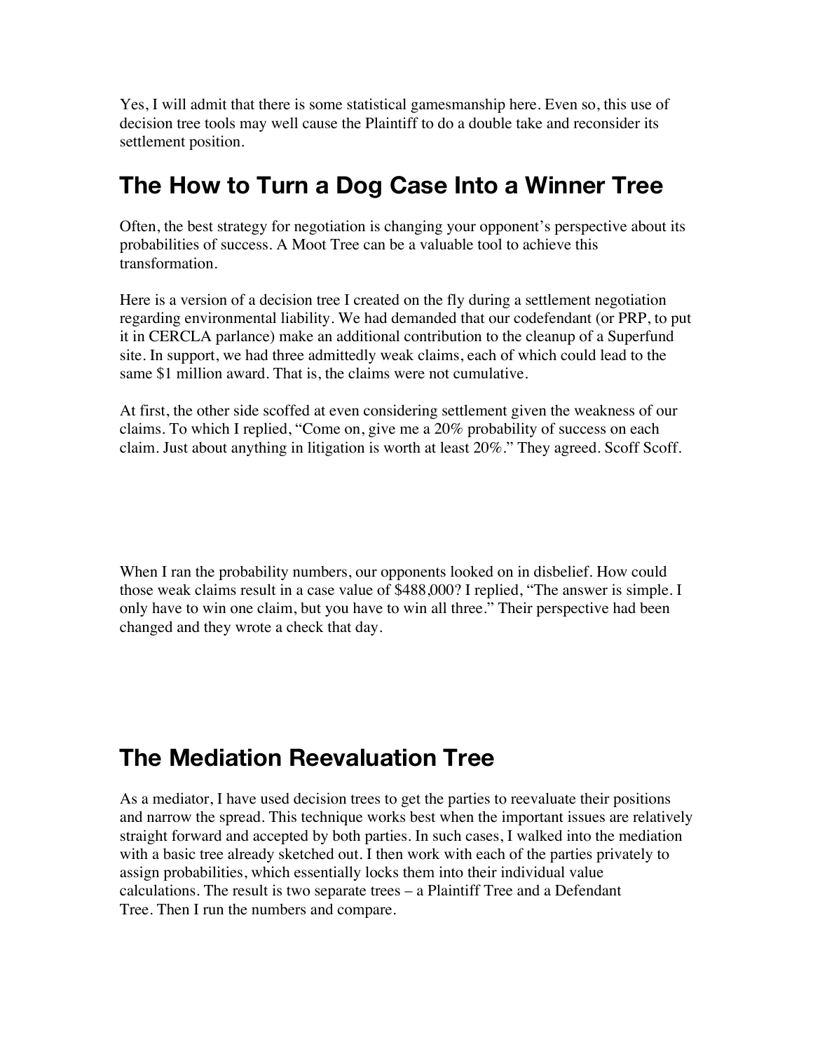Yes, I will admit that there is some statistical gamesmanship here. Even so, this use of decision tree tools may well cause the Plaintiff to do a double take and reconsider its settlement position.

## The How to Turn a Dog Case Into a Winner Tree

Often, the best strategy for negotiation is changing your opponent's perspective about its probabilities of success. A Moot Tree can be a valuable tool to achieve this transformation.

Here is a version of a decision tree I created on the fly during a settlement negotiation regarding environmental liability. We had demanded that our codefendant (or PRP, to put it in CERCLA parlance) make an additional contribution to the cleanup of a Superfund site. In support, we had three admittedly weak claims, each of which could lead to the same $1 million award. That is, the claims were not cumulative.

At first, the other side scoffed at even considering settlement given the weakness of our claims. To which I replied, "Come on, give me a 20% probability of success on each claim. Just about anything in litigation is worth at least 20%." They agreed. Scoff Scoff.

When I ran the probability numbers, our opponents looked on in disbelief. How could those weak claims result in a case value of $488,000? I replied, "The answer is simple. I only have to win one claim, but you have to win all three." Their perspective had been changed and they wrote a check that day.

## The Mediation Reevaluation Tree

As a mediator, I have used decision trees to get the parties to reevaluate their positions and narrow the spread. This technique works best when the important issues are relatively straight forward and accepted by both parties. In such cases, I walked into the mediation with a basic tree already sketched out. I then work with each of the parties privately to assign probabilities, which essentially locks them into their individual value calculations. The result is two separate trees – a Plaintiff Tree and a Defendant Tree. Then I run the numbers and compare.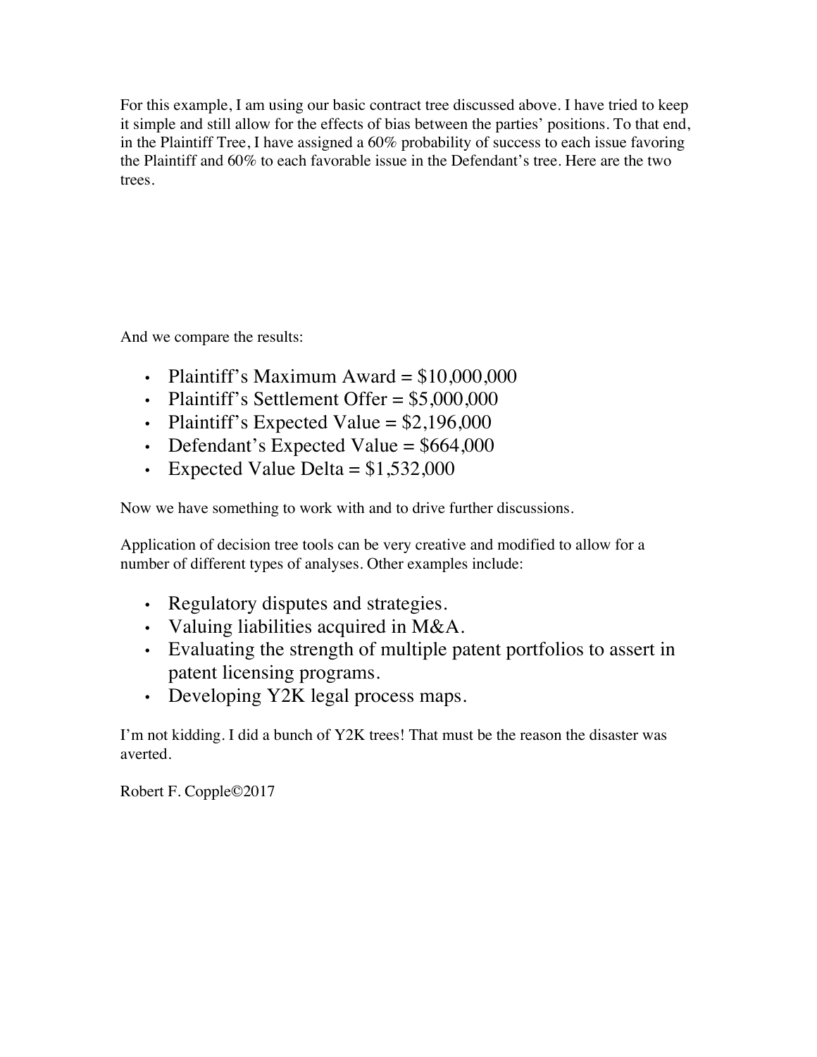For this example, I am using our basic contract tree discussed above. I have tried to keep it simple and still allow for the effects of bias between the parties' positions. To that end, in the Plaintiff Tree, I have assigned a 60% probability of success to each issue favoring the Plaintiff and 60% to each favorable issue in the Defendant's tree. Here are the two trees.

And we compare the results:

- Plaintiff's Maximum Award = $10,000,000
- Plaintiff's Settlement Offer = $5,000,000
- Plaintiff's Expected Value = $2,196,000
- Defendant's Expected Value = $664,000
- Expected Value Delta = $1,532,000

Now we have something to work with and to drive further discussions.

Application of decision tree tools can be very creative and modified to allow for a number of different types of analyses. Other examples include:

- Regulatory disputes and strategies.
- Valuing liabilities acquired in M&A.
- Evaluating the strength of multiple patent portfolios to assert in patent licensing programs.
- Developing Y2K legal process maps.

I'm not kidding. I did a bunch of Y2K trees! That must be the reason the disaster was averted.

Robert F. Copple©2017